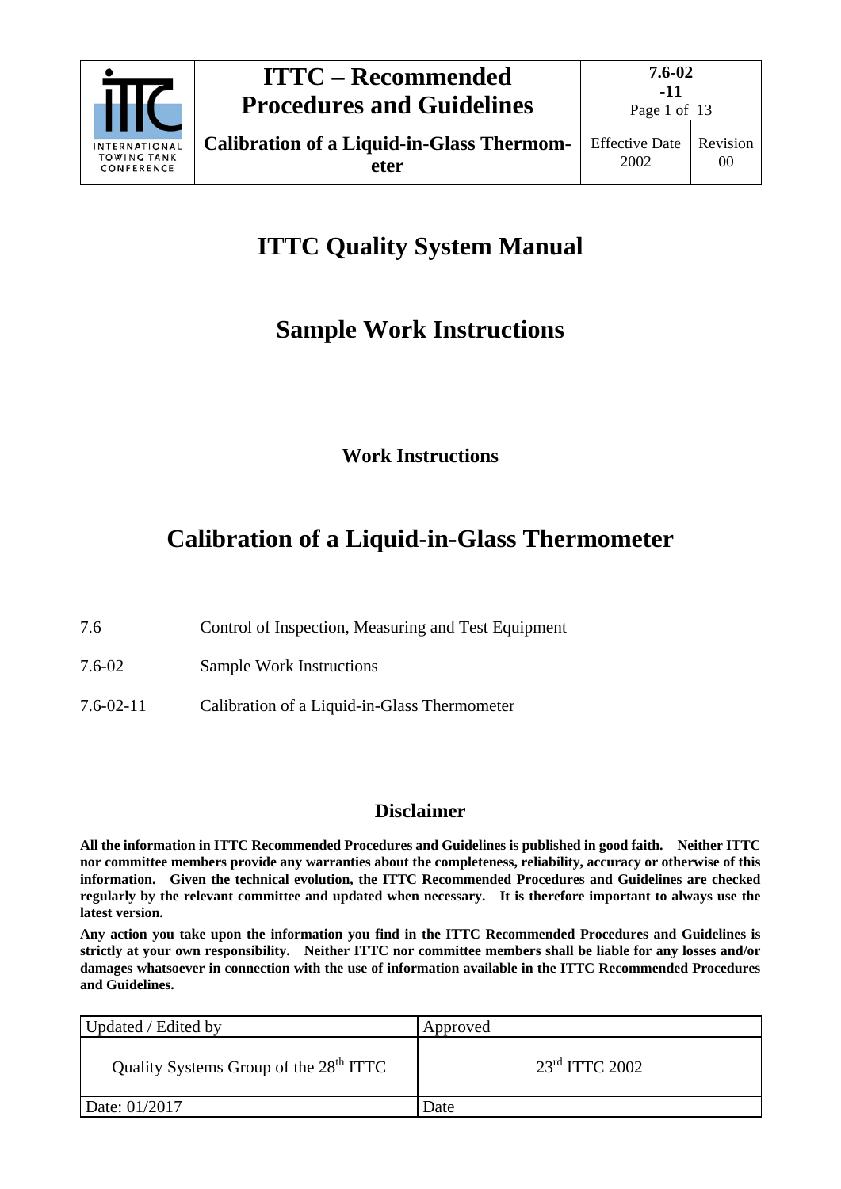# ITTC Quality System Manual

## Sample Work Instructions

### Work Instructions

# Calibration of a Liquid-in-Glass Thermometer

7.6 Control of Inspection, Measuring and Test Equipment

7.6-02 Sample Work Instructions

7.6-02-11 Calibration of a Liquid-in-Glass Thermometer

## Disclaimer

**All the information in ITTC Recommended Procedures and Guidelines is published in good faith. Neither ITTC nor committee members provide any warranties about the completeness, reliability, accuracy or otherwise of this information. Given the technical evolution, the ITTC Recommended Procedures and Guidelines are checked regularly by the relevant committee and updated when necessary. It is therefore important to always use the latest version.**

**Any action you take upon the information you find in the ITTC Recommended Procedures and Guidelines is strictly at your own responsibility. Neither ITTC nor committee members shall be liable for any losses and/or damages whatsoever in connection with the use of information available in the ITTC Recommended Procedures and Guidelines.**

| Updated / Edited by | Approved |
| --- | --- |
| Quality Systems Group of the 28th ITTC | 23rd ITTC 2002 |
| Date: 01/2017 | Date |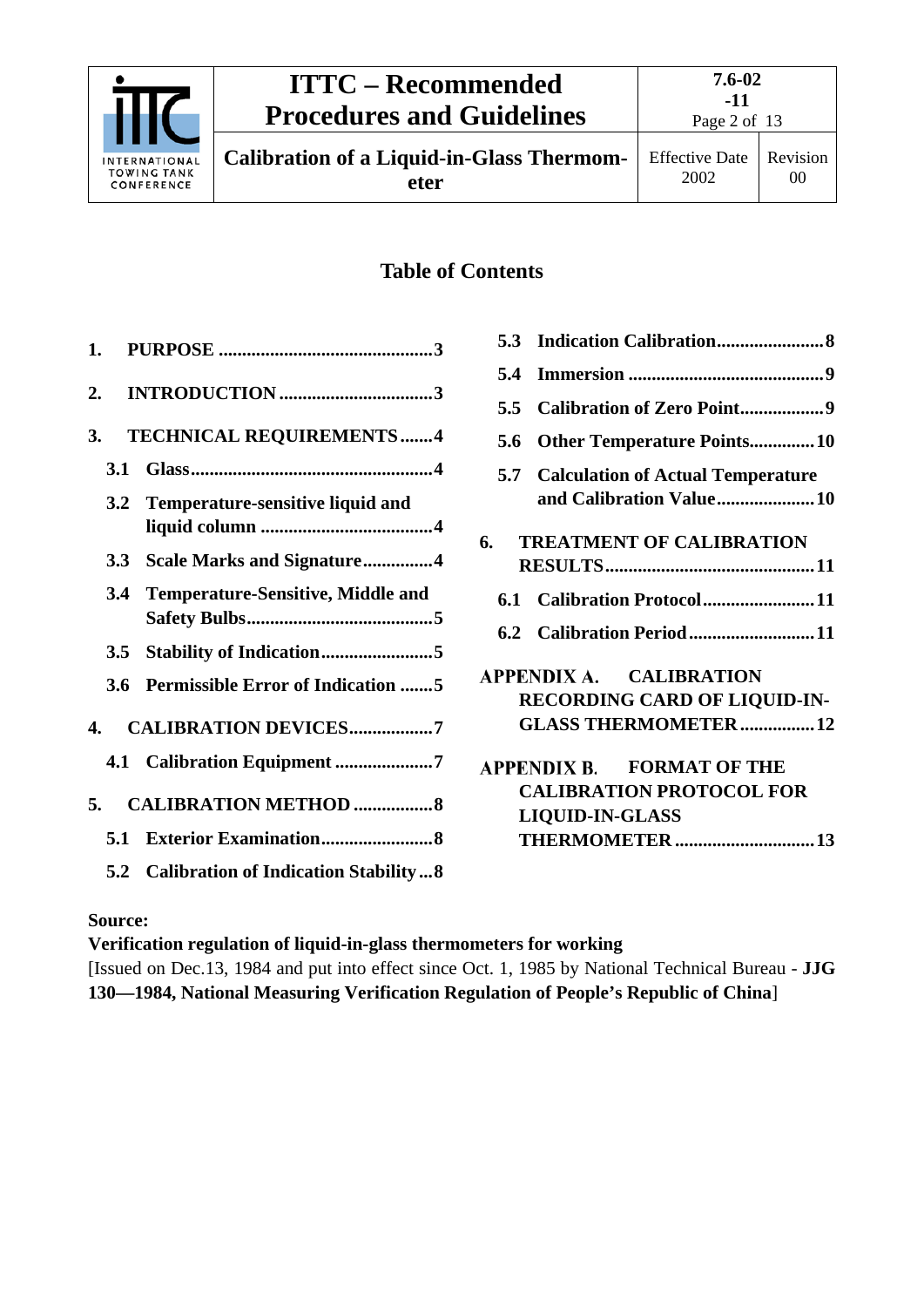## Table of Contents

1. PURPOSE ..... 3
2. INTRODUCTION ..... 3
3. TECHNICAL REQUIREMENTS ..... 4
   - 3.1 Glass ..... 4
   - 3.2 Temperature-sensitive liquid and liquid column ..... 4
   - 3.3 Scale Marks and Signature ..... 4
   - 3.4 Temperature-Sensitive, Middle and Safety Bulbs ..... 5
   - 3.5 Stability of Indication ..... 5
   - 3.6 Permissible Error of Indication ..... 5
4. CALIBRATION DEVICES ..... 7
   - 4.1 Calibration Equipment ..... 7
5. CALIBRATION METHOD ..... 8
   - 5.1 Exterior Examination ..... 8
   - 5.2 Calibration of Indication Stability ..... 8
   - 5.3 Indication Calibration ..... 8
   - 5.4 Immersion ..... 9
   - 5.5 Calibration of Zero Point ..... 9
   - 5.6 Other Temperature Points ..... 10
   - 5.7 Calculation of Actual Temperature and Calibration Value ..... 10
6. TREATMENT OF CALIBRATION RESULTS ..... 11
   - 6.1 Calibration Protocol ..... 11
   - 6.2 Calibration Period ..... 11

APPENDIX A. CALIBRATION RECORDING CARD OF LIQUID-IN-GLASS THERMOMETER ..... 12

APPENDIX B. FORMAT OF THE CALIBRATION PROTOCOL FOR LIQUID-IN-GLASS THERMOMETER ..... 13

**Source:**

**Verification regulation of liquid-in-glass thermometers for working**

[Issued on Dec.13, 1984 and put into effect since Oct. 1, 1985 by National Technical Bureau - **JJG 130—1984, National Measuring Verification Regulation of People's Republic of China**]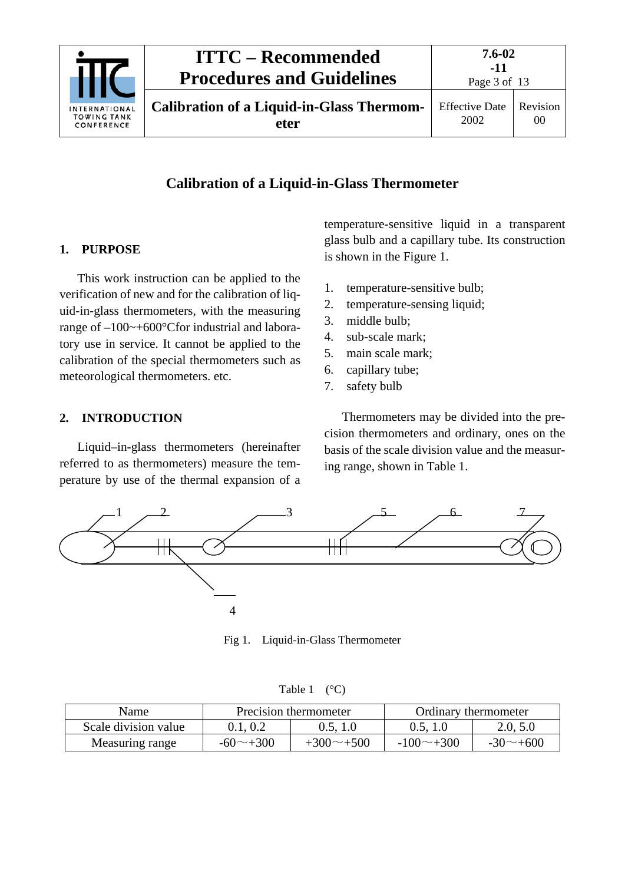# Calibration of a Liquid-in-Glass Thermometer

## 1. PURPOSE

This work instruction can be applied to the verification of new and for the calibration of liquid-in-glass thermometers, with the measuring range of –100~+600°Cfor industrial and laboratory use in service. It cannot be applied to the calibration of the special thermometers such as meteorological thermometers. etc.

## 2. INTRODUCTION

Liquid–in-glass thermometers (hereinafter referred to as thermometers) measure the temperature by use of the thermal expansion of a temperature-sensitive liquid in a transparent glass bulb and a capillary tube. Its construction is shown in the Figure 1.

1. temperature-sensitive bulb;
2. temperature-sensing liquid;
3. middle bulb;
4. sub-scale mark;
5. main scale mark;
6. capillary tube;
7. safety bulb

Thermometers may be divided into the precision thermometers and ordinary, ones on the basis of the scale division value and the measuring range, shown in Table 1.

Fig 1. Liquid-in-Glass Thermometer

Table 1 (°C)

| Name | Precision thermometer | | Ordinary thermometer | |
|---|---|---|---|---|
| Scale division value | 0.1, 0.2 | 0.5, 1.0 | 0.5, 1.0 | 2.0, 5.0 |
| Measuring range | -60～+300 | +300～+500 | -100～+300 | -30～+600 |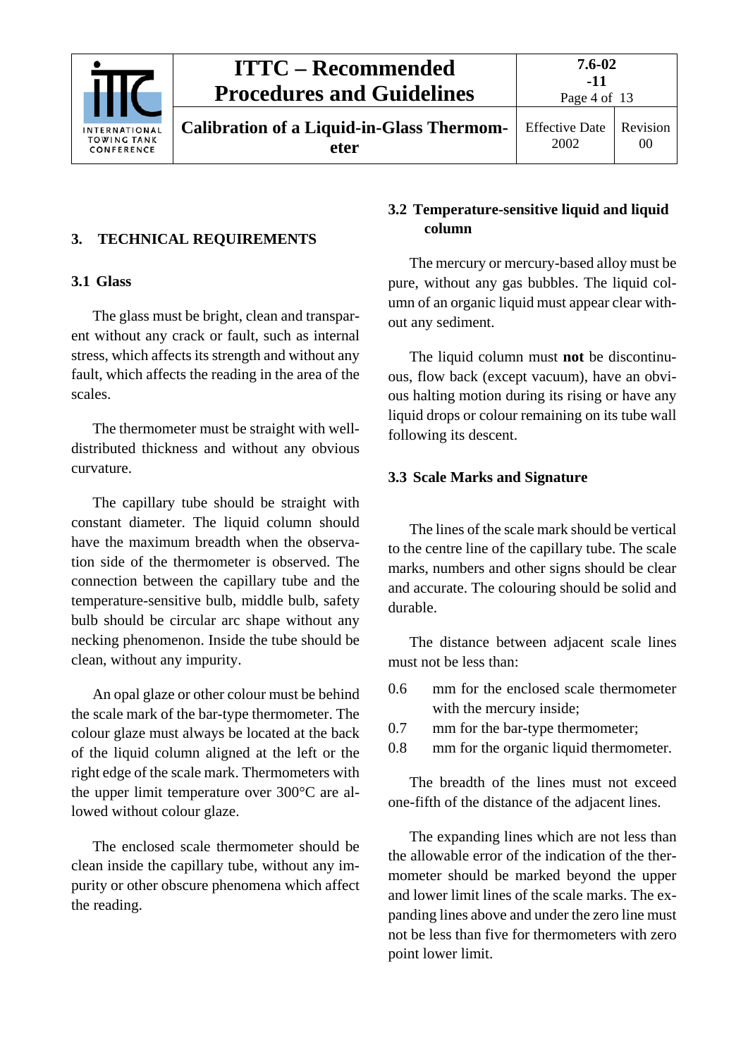## 3. TECHNICAL REQUIREMENTS

### 3.1 Glass

The glass must be bright, clean and transparent without any crack or fault, such as internal stress, which affects its strength and without any fault, which affects the reading in the area of the scales.

The thermometer must be straight with well-distributed thickness and without any obvious curvature.

The capillary tube should be straight with constant diameter. The liquid column should have the maximum breadth when the observation side of the thermometer is observed. The connection between the capillary tube and the temperature-sensitive bulb, middle bulb, safety bulb should be circular arc shape without any necking phenomenon. Inside the tube should be clean, without any impurity.

An opal glaze or other colour must be behind the scale mark of the bar-type thermometer. The colour glaze must always be located at the back of the liquid column aligned at the left or the right edge of the scale mark. Thermometers with the upper limit temperature over 300°C are allowed without colour glaze.

The enclosed scale thermometer should be clean inside the capillary tube, without any impurity or other obscure phenomena which affect the reading.

### 3.2 Temperature-sensitive liquid and liquid column

The mercury or mercury-based alloy must be pure, without any gas bubbles. The liquid column of an organic liquid must appear clear without any sediment.

The liquid column must **not** be discontinuous, flow back (except vacuum), have an obvious halting motion during its rising or have any liquid drops or colour remaining on its tube wall following its descent.

### 3.3 Scale Marks and Signature

The lines of the scale mark should be vertical to the centre line of the capillary tube. The scale marks, numbers and other signs should be clear and accurate. The colouring should be solid and durable.

The distance between adjacent scale lines must not be less than:

0.6 mm for the enclosed scale thermometer with the mercury inside;
0.7 mm for the bar-type thermometer;
0.8 mm for the organic liquid thermometer.

The breadth of the lines must not exceed one-fifth of the distance of the adjacent lines.

The expanding lines which are not less than the allowable error of the indication of the thermometer should be marked beyond the upper and lower limit lines of the scale marks. The expanding lines above and under the zero line must not be less than five for thermometers with zero point lower limit.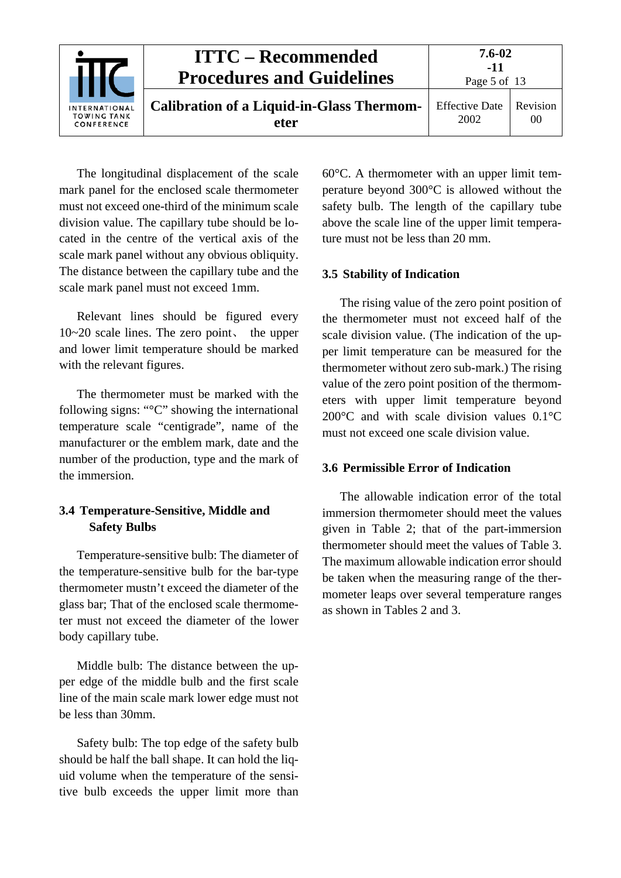The longitudinal displacement of the scale mark panel for the enclosed scale thermometer must not exceed one-third of the minimum scale division value. The capillary tube should be located in the centre of the vertical axis of the scale mark panel without any obvious obliquity. The distance between the capillary tube and the scale mark panel must not exceed 1mm.

Relevant lines should be figured every 10~20 scale lines. The zero point、 the upper and lower limit temperature should be marked with the relevant figures.

The thermometer must be marked with the following signs: "°C" showing the international temperature scale "centigrade", name of the manufacturer or the emblem mark, date and the number of the production, type and the mark of the immersion.

### 3.4 Temperature-Sensitive, Middle and Safety Bulbs

Temperature-sensitive bulb: The diameter of the temperature-sensitive bulb for the bar-type thermometer mustn't exceed the diameter of the glass bar; That of the enclosed scale thermometer must not exceed the diameter of the lower body capillary tube.

Middle bulb: The distance between the upper edge of the middle bulb and the first scale line of the main scale mark lower edge must not be less than 30mm.

Safety bulb: The top edge of the safety bulb should be half the ball shape. It can hold the liquid volume when the temperature of the sensitive bulb exceeds the upper limit more than 60°C. A thermometer with an upper limit temperature beyond 300°C is allowed without the safety bulb. The length of the capillary tube above the scale line of the upper limit temperature must not be less than 20 mm.

### 3.5 Stability of Indication

The rising value of the zero point position of the thermometer must not exceed half of the scale division value. (The indication of the upper limit temperature can be measured for the thermometer without zero sub-mark.) The rising value of the zero point position of the thermometers with upper limit temperature beyond 200°C and with scale division values 0.1°C must not exceed one scale division value.

### 3.6 Permissible Error of Indication

The allowable indication error of the total immersion thermometer should meet the values given in Table 2; that of the part-immersion thermometer should meet the values of Table 3. The maximum allowable indication error should be taken when the measuring range of the thermometer leaps over several temperature ranges as shown in Tables 2 and 3.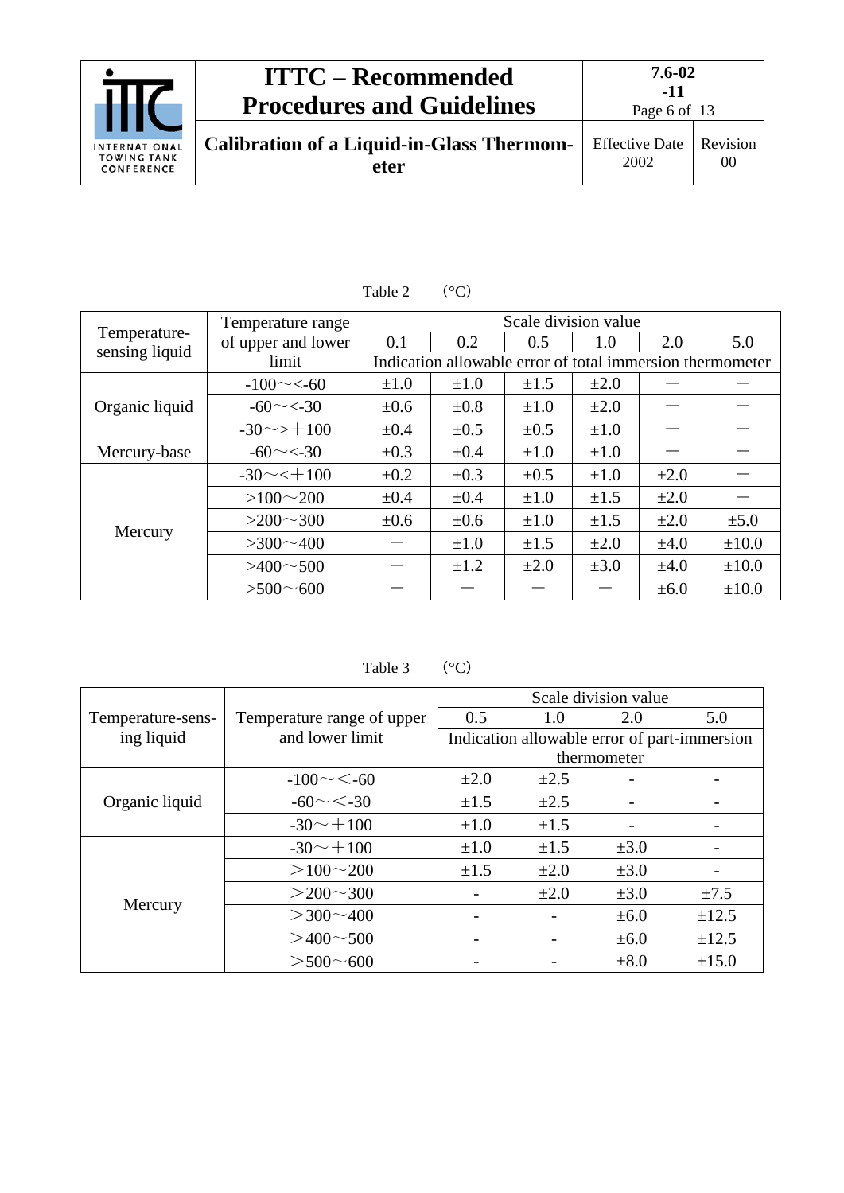Table 2 (°C)

| Temperature-sensing liquid | Temperature range of upper and lower limit | Scale division value | | | | | |
|---|---|---|---|---|---|---|---|
| | | 0.1 | 0.2 | 0.5 | 1.0 | 2.0 | 5.0 |
| | | Indication allowable error of total immersion thermometer | | | | | |
| Organic liquid | -100～<-60 | ±1.0 | ±1.0 | ±1.5 | ±2.0 | — | — |
| | -60～<-30 | ±0.6 | ±0.8 | ±1.0 | ±2.0 | — | — |
| | -30～>＋100 | ±0.4 | ±0.5 | ±0.5 | ±1.0 | — | — |
| Mercury-base | -60～<-30 | ±0.3 | ±0.4 | ±1.0 | ±1.0 | — | — |
| Mercury | -30～<＋100 | ±0.2 | ±0.3 | ±0.5 | ±1.0 | ±2.0 | — |
| | >100～200 | ±0.4 | ±0.4 | ±1.0 | ±1.5 | ±2.0 | — |
| | >200～300 | ±0.6 | ±0.6 | ±1.0 | ±1.5 | ±2.0 | ±5.0 |
| | >300～400 | — | ±1.0 | ±1.5 | ±2.0 | ±4.0 | ±10.0 |
| | >400～500 | — | ±1.2 | ±2.0 | ±3.0 | ±4.0 | ±10.0 |
| | >500～600 | — | — | — | — | ±6.0 | ±10.0 |

Table 3 (°C)

| Temperature-sensing liquid | Temperature range of upper and lower limit | Scale division value | | | |
|---|---|---|---|---|---|
| | | 0.5 | 1.0 | 2.0 | 5.0 |
| | | Indication allowable error of part-immersion thermometer | | | |
| Organic liquid | -100～＜-60 | ±2.0 | ±2.5 | - | - |
| | -60～＜-30 | ±1.5 | ±2.5 | - | - |
| | -30～＋100 | ±1.0 | ±1.5 | - | - |
| Mercury | -30～＋100 | ±1.0 | ±1.5 | ±3.0 | - |
| | ＞100～200 | ±1.5 | ±2.0 | ±3.0 | - |
| | ＞200～300 | - | ±2.0 | ±3.0 | ±7.5 |
| | ＞300～400 | - | - | ±6.0 | ±12.5 |
| | ＞400～500 | - | - | ±6.0 | ±12.5 |
| | ＞500～600 | - | - | ±8.0 | ±15.0 |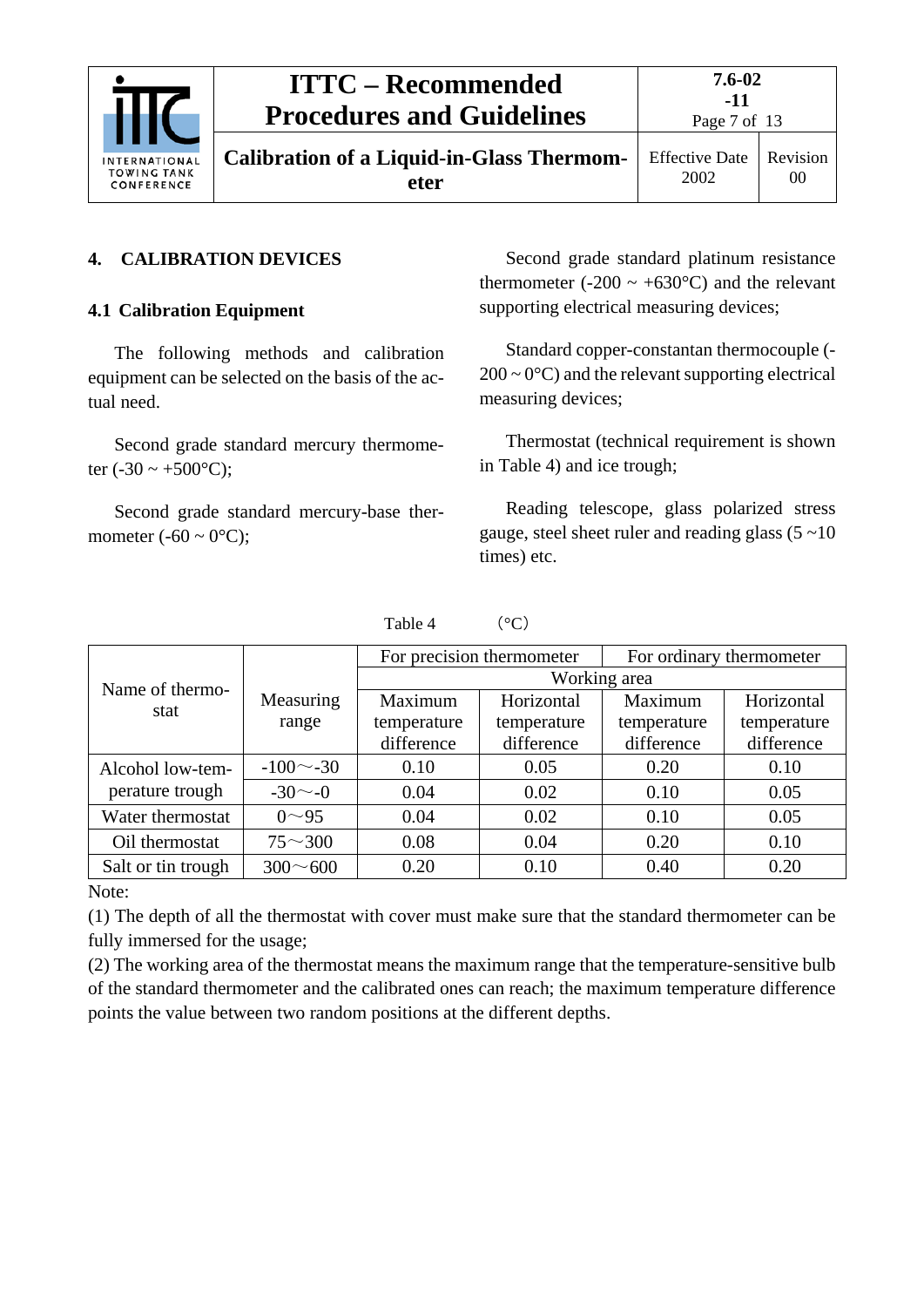## 4. CALIBRATION DEVICES

### 4.1 Calibration Equipment

The following methods and calibration equipment can be selected on the basis of the actual need.

Second grade standard mercury thermometer (-30 ~ +500°C);

Second grade standard mercury-base thermometer (-60 ~ 0°C);

Second grade standard platinum resistance thermometer (-200 ~ +630°C) and the relevant supporting electrical measuring devices;

Standard copper-constantan thermocouple (-200 ~ 0°C) and the relevant supporting electrical measuring devices;

Thermostat (technical requirement is shown in Table 4) and ice trough;

Reading telescope, glass polarized stress gauge, steel sheet ruler and reading glass (5 ~10 times) etc.

Table 4 （°C）

| Name of thermostat | Measuring range | For precision thermometer | | For ordinary thermometer | |
|---|---|---|---|---|---|
| | | Working area | | | |
| | | Maximum temperature difference | Horizontal temperature difference | Maximum temperature difference | Horizontal temperature difference |
| Alcohol low-temperature trough | -100～-30 | 0.10 | 0.05 | 0.20 | 0.10 |
| | -30～-0 | 0.04 | 0.02 | 0.10 | 0.05 |
| Water thermostat | 0～95 | 0.04 | 0.02 | 0.10 | 0.05 |
| Oil thermostat | 75～300 | 0.08 | 0.04 | 0.20 | 0.10 |
| Salt or tin trough | 300～600 | 0.20 | 0.10 | 0.40 | 0.20 |

Note:

(1) The depth of all the thermostat with cover must make sure that the standard thermometer can be fully immersed for the usage;

(2) The working area of the thermostat means the maximum range that the temperature-sensitive bulb of the standard thermometer and the calibrated ones can reach; the maximum temperature difference points the value between two random positions at the different depths.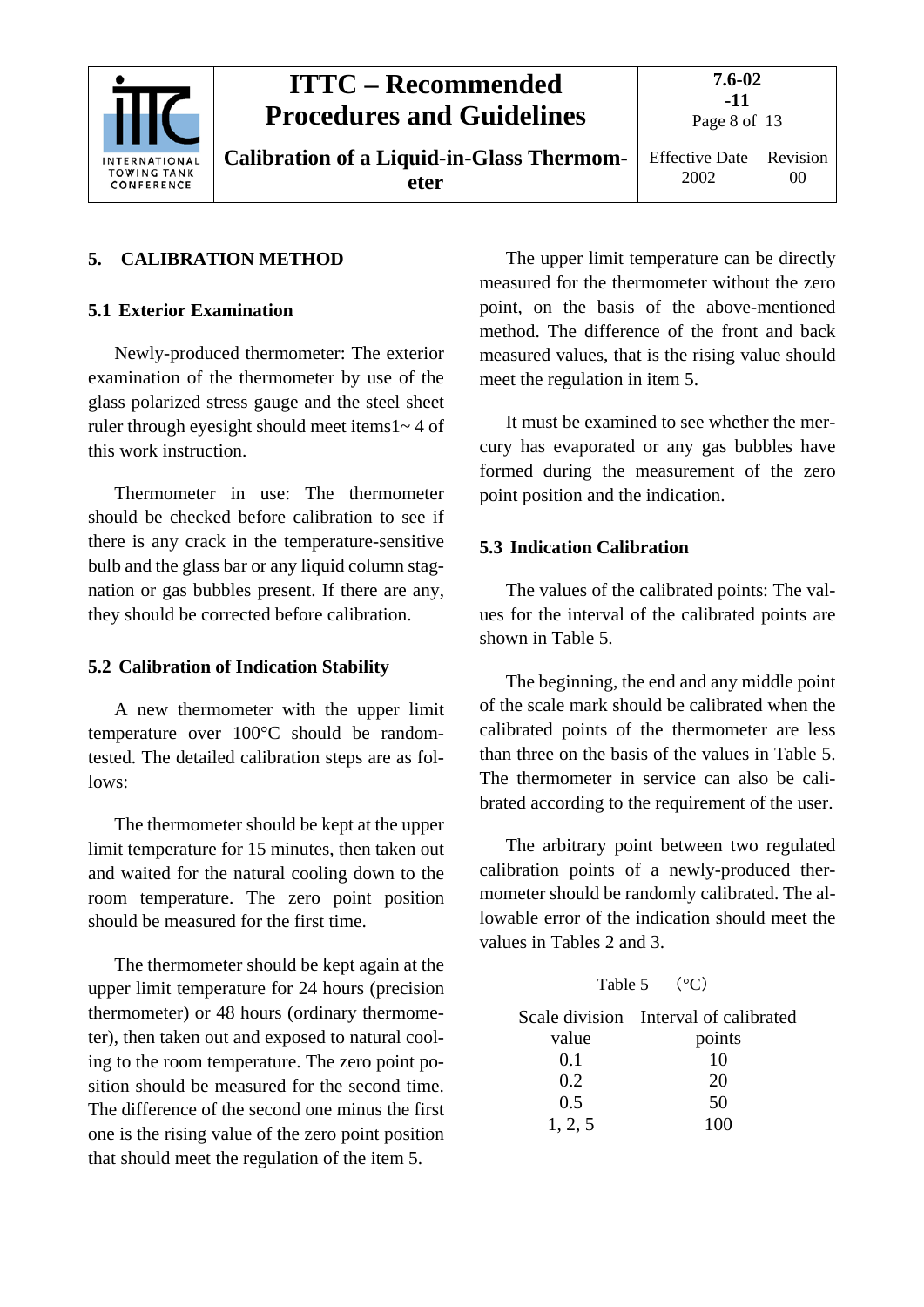## 5. CALIBRATION METHOD

### 5.1 Exterior Examination

Newly-produced thermometer: The exterior examination of the thermometer by use of the glass polarized stress gauge and the steel sheet ruler through eyesight should meet items1~ 4 of this work instruction.

Thermometer in use: The thermometer should be checked before calibration to see if there is any crack in the temperature-sensitive bulb and the glass bar or any liquid column stagnation or gas bubbles present. If there are any, they should be corrected before calibration.

### 5.2 Calibration of Indication Stability

A new thermometer with the upper limit temperature over 100°C should be random-tested. The detailed calibration steps are as follows:

The thermometer should be kept at the upper limit temperature for 15 minutes, then taken out and waited for the natural cooling down to the room temperature. The zero point position should be measured for the first time.

The thermometer should be kept again at the upper limit temperature for 24 hours (precision thermometer) or 48 hours (ordinary thermometer), then taken out and exposed to natural cooling to the room temperature. The zero point position should be measured for the second time. The difference of the second one minus the first one is the rising value of the zero point position that should meet the regulation of the item 5.

The upper limit temperature can be directly measured for the thermometer without the zero point, on the basis of the above-mentioned method. The difference of the front and back measured values, that is the rising value should meet the regulation in item 5.

It must be examined to see whether the mercury has evaporated or any gas bubbles have formed during the measurement of the zero point position and the indication.

### 5.3 Indication Calibration

The values of the calibrated points: The values for the interval of the calibrated points are shown in Table 5.

The beginning, the end and any middle point of the scale mark should be calibrated when the calibrated points of the thermometer are less than three on the basis of the values in Table 5. The thermometer in service can also be calibrated according to the requirement of the user.

The arbitrary point between two regulated calibration points of a newly-produced thermometer should be randomly calibrated. The allowable error of the indication should meet the values in Tables 2 and 3.

Table 5 （°C）

| Scale division value | Interval of calibrated points |
|---|---|
| 0.1 | 10 |
| 0.2 | 20 |
| 0.5 | 50 |
| 1, 2, 5 | 100 |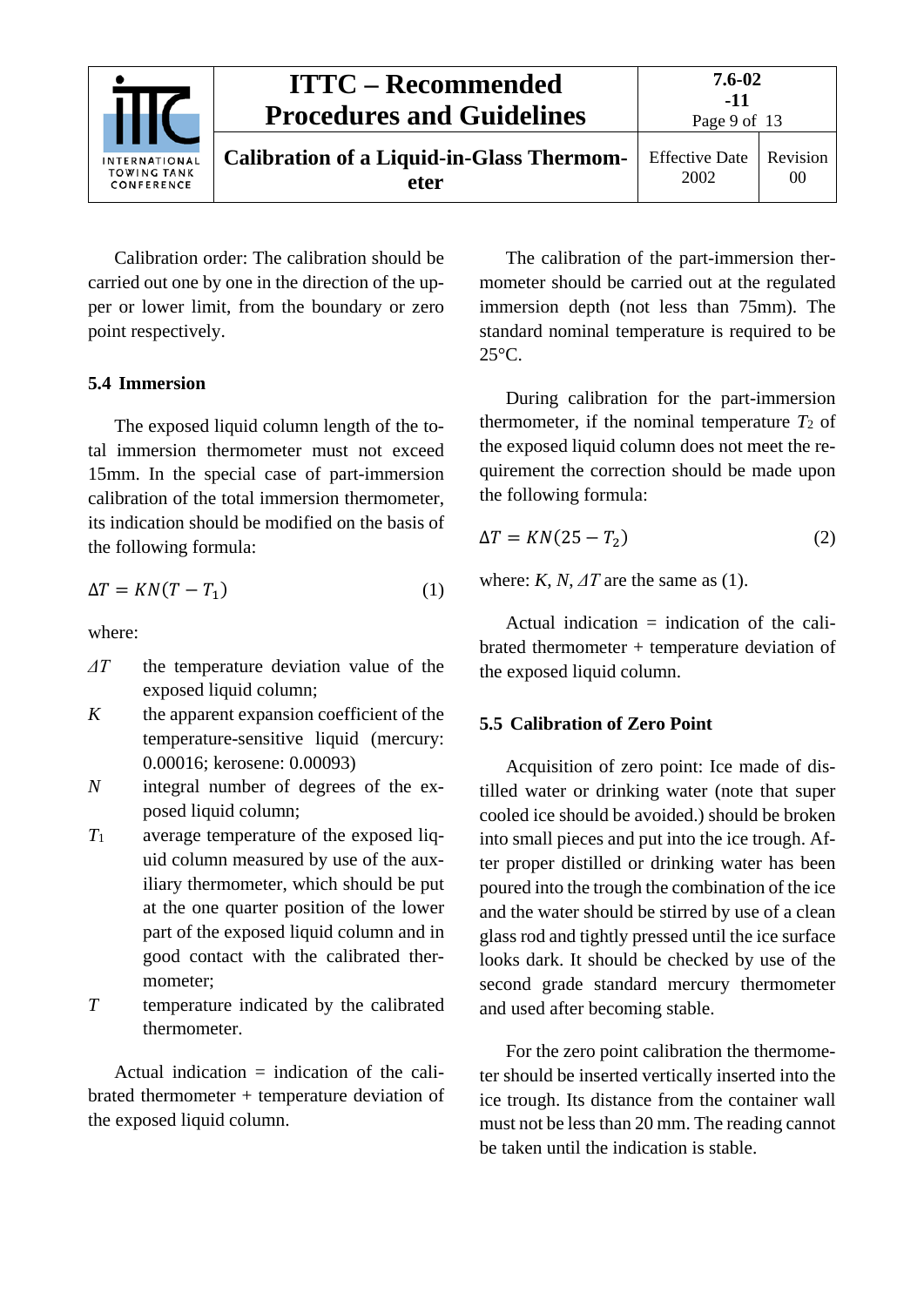Calibration order: The calibration should be carried out one by one in the direction of the upper or lower limit, from the boundary or zero point respectively.

### 5.4 Immersion

The exposed liquid column length of the total immersion thermometer must not exceed 15mm. In the special case of part-immersion calibration of the total immersion thermometer, its indication should be modified on the basis of the following formula:

$$\Delta T = KN(T - T_1) \tag{1}$$

where:

- $\Delta T$ the temperature deviation value of the exposed liquid column;
- $K$ the apparent expansion coefficient of the temperature-sensitive liquid (mercury: 0.00016; kerosene: 0.00093)
- $N$ integral number of degrees of the exposed liquid column;
- $T_1$ average temperature of the exposed liquid column measured by use of the auxiliary thermometer, which should be put at the one quarter position of the lower part of the exposed liquid column and in good contact with the calibrated thermometer;
- $T$ temperature indicated by the calibrated thermometer.

Actual indication = indication of the calibrated thermometer + temperature deviation of the exposed liquid column.

The calibration of the part-immersion thermometer should be carried out at the regulated immersion depth (not less than 75mm). The standard nominal temperature is required to be 25°C.

During calibration for the part-immersion thermometer, if the nominal temperature $T_2$ of the exposed liquid column does not meet the requirement the correction should be made upon the following formula:

$$\Delta T = KN(25 - T_2) \tag{2}$$

where: $K$, $N$, $\Delta T$ are the same as (1).

Actual indication = indication of the calibrated thermometer + temperature deviation of the exposed liquid column.

### 5.5 Calibration of Zero Point

Acquisition of zero point: Ice made of distilled water or drinking water (note that super cooled ice should be avoided.) should be broken into small pieces and put into the ice trough. After proper distilled or drinking water has been poured into the trough the combination of the ice and the water should be stirred by use of a clean glass rod and tightly pressed until the ice surface looks dark. It should be checked by use of the second grade standard mercury thermometer and used after becoming stable.

For the zero point calibration the thermometer should be inserted vertically inserted into the ice trough. Its distance from the container wall must not be less than 20 mm. The reading cannot be taken until the indication is stable.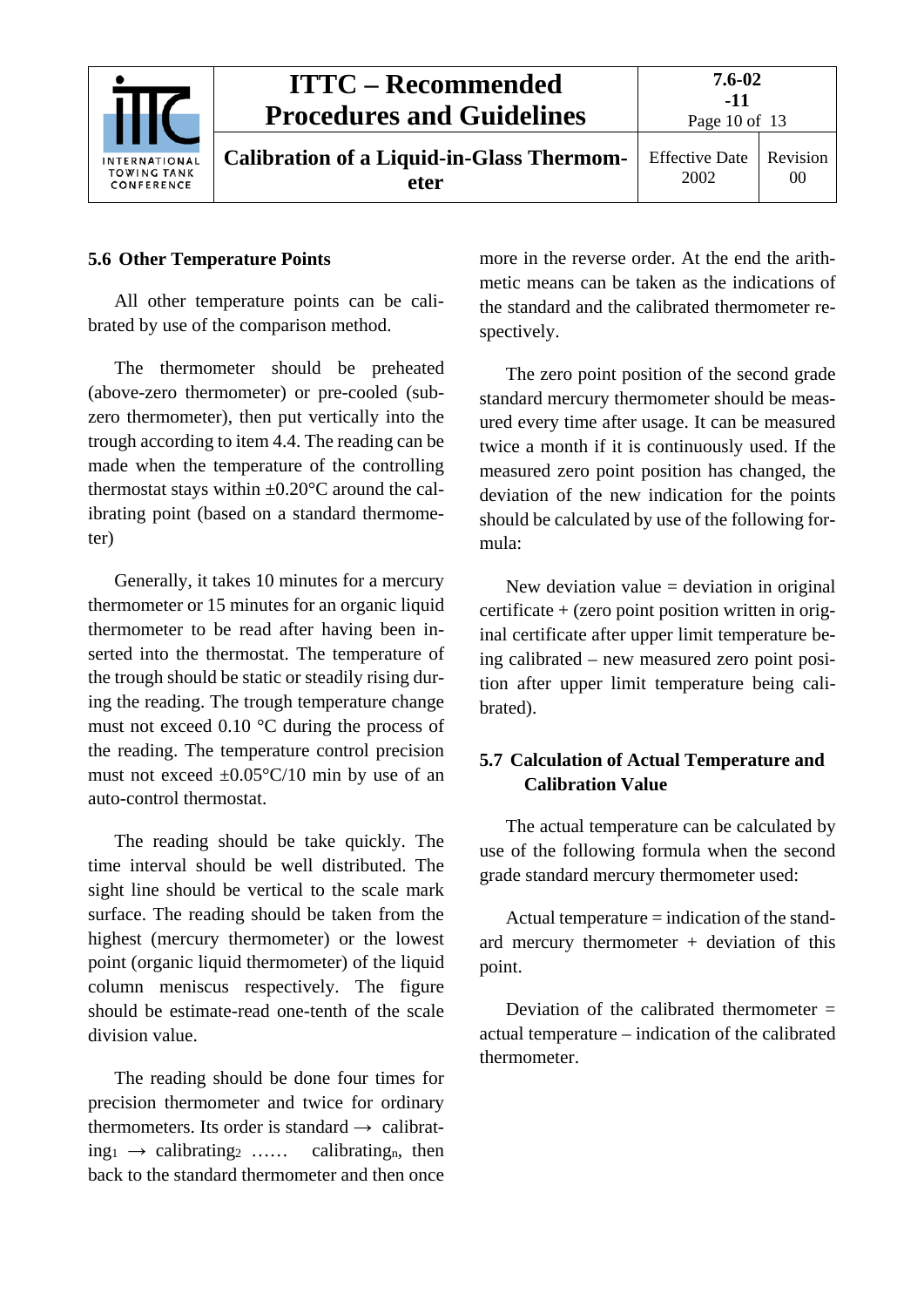### 5.6 Other Temperature Points

All other temperature points can be calibrated by use of the comparison method.

The thermometer should be preheated (above-zero thermometer) or pre-cooled (sub-zero thermometer), then put vertically into the trough according to item 4.4. The reading can be made when the temperature of the controlling thermostat stays within ±0.20°C around the calibrating point (based on a standard thermometer)

Generally, it takes 10 minutes for a mercury thermometer or 15 minutes for an organic liquid thermometer to be read after having been inserted into the thermostat. The temperature of the trough should be static or steadily rising during the reading. The trough temperature change must not exceed 0.10 °C during the process of the reading. The temperature control precision must not exceed ±0.05°C/10 min by use of an auto-control thermostat.

The reading should be take quickly. The time interval should be well distributed. The sight line should be vertical to the scale mark surface. The reading should be taken from the highest (mercury thermometer) or the lowest point (organic liquid thermometer) of the liquid column meniscus respectively. The figure should be estimate-read one-tenth of the scale division value.

The reading should be done four times for precision thermometer and twice for ordinary thermometers. Its order is standard → $\text{calibrating}_1$ → $\text{calibrating}_2$ …… $\text{calibrating}_n$, then back to the standard thermometer and then once more in the reverse order. At the end the arithmetic means can be taken as the indications of the standard and the calibrated thermometer respectively.

The zero point position of the second grade standard mercury thermometer should be measured every time after usage. It can be measured twice a month if it is continuously used. If the measured zero point position has changed, the deviation of the new indication for the points should be calculated by use of the following formula:

New deviation value = deviation in original certificate + (zero point position written in original certificate after upper limit temperature being calibrated – new measured zero point position after upper limit temperature being calibrated).

### 5.7 Calculation of Actual Temperature and Calibration Value

The actual temperature can be calculated by use of the following formula when the second grade standard mercury thermometer used:

Actual temperature = indication of the standard mercury thermometer + deviation of this point.

Deviation of the calibrated thermometer = actual temperature – indication of the calibrated thermometer.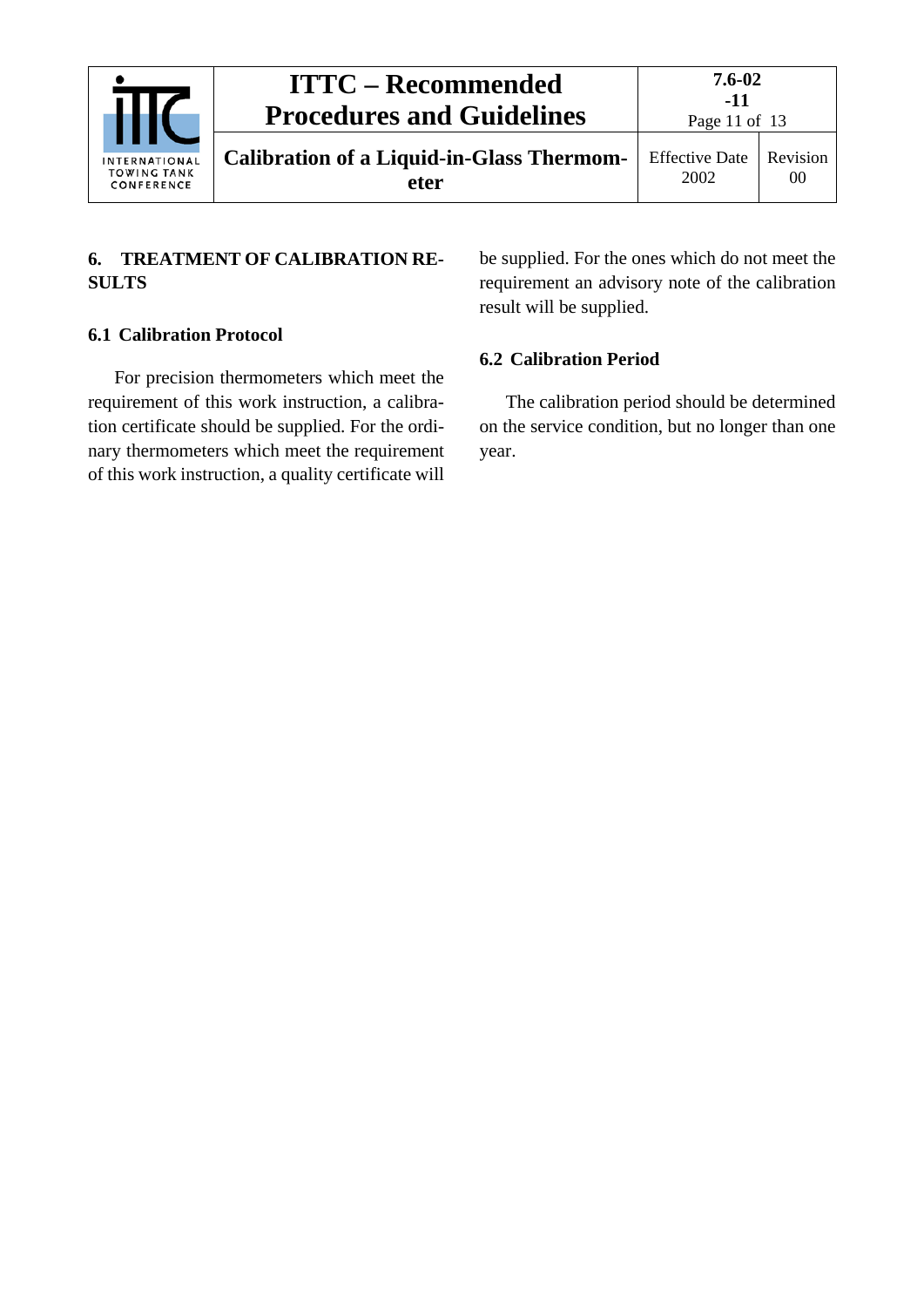## 6. TREATMENT OF CALIBRATION RESULTS

### 6.1 Calibration Protocol

For precision thermometers which meet the requirement of this work instruction, a calibration certificate should be supplied. For the ordinary thermometers which meet the requirement of this work instruction, a quality certificate will be supplied. For the ones which do not meet the requirement an advisory note of the calibration result will be supplied.

### 6.2 Calibration Period

The calibration period should be determined on the service condition, but no longer than one year.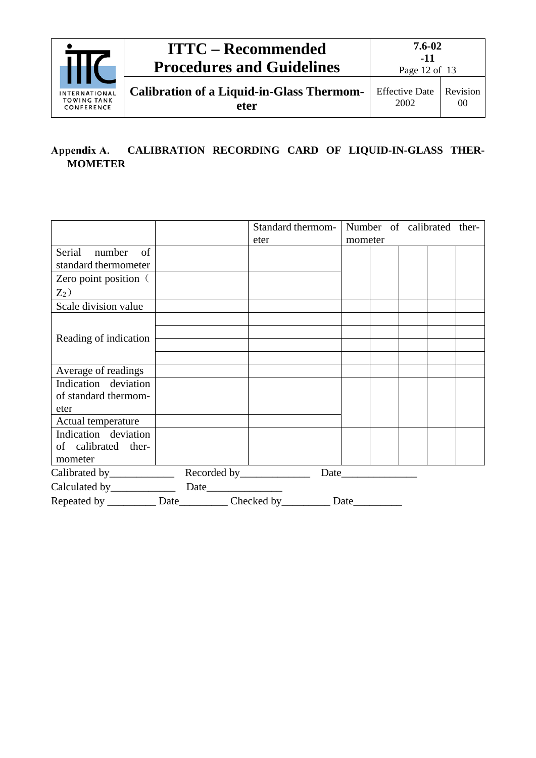## Appendix A. CALIBRATION RECORDING CARD OF LIQUID-IN-GLASS THERMOMETER

| | | Standard thermometer | Number of calibrated thermometer | | | | |
|---|---|---|---|---|---|---|---|
| Serial number of standard thermometer | | | | | | | |
| Zero point position（$Z_2$） | | | | | | | |
| Scale division value | | | | | | | |
| Reading of indication | | | | | | | |
| | | | | | | | |
| | | | | | | | |
| | | | | | | | |
| Average of readings | | | | | | | |
| Indication deviation of standard thermometer | | | | | | | |
| Actual temperature | | | | | | | |
| Indication deviation of calibrated thermometer | | | | | | | |

Calibrated by____________ Recorded by_____________ Date______________

Calculated by____________ Date______________

Repeated by _________ Date_________ Checked by_________ Date_________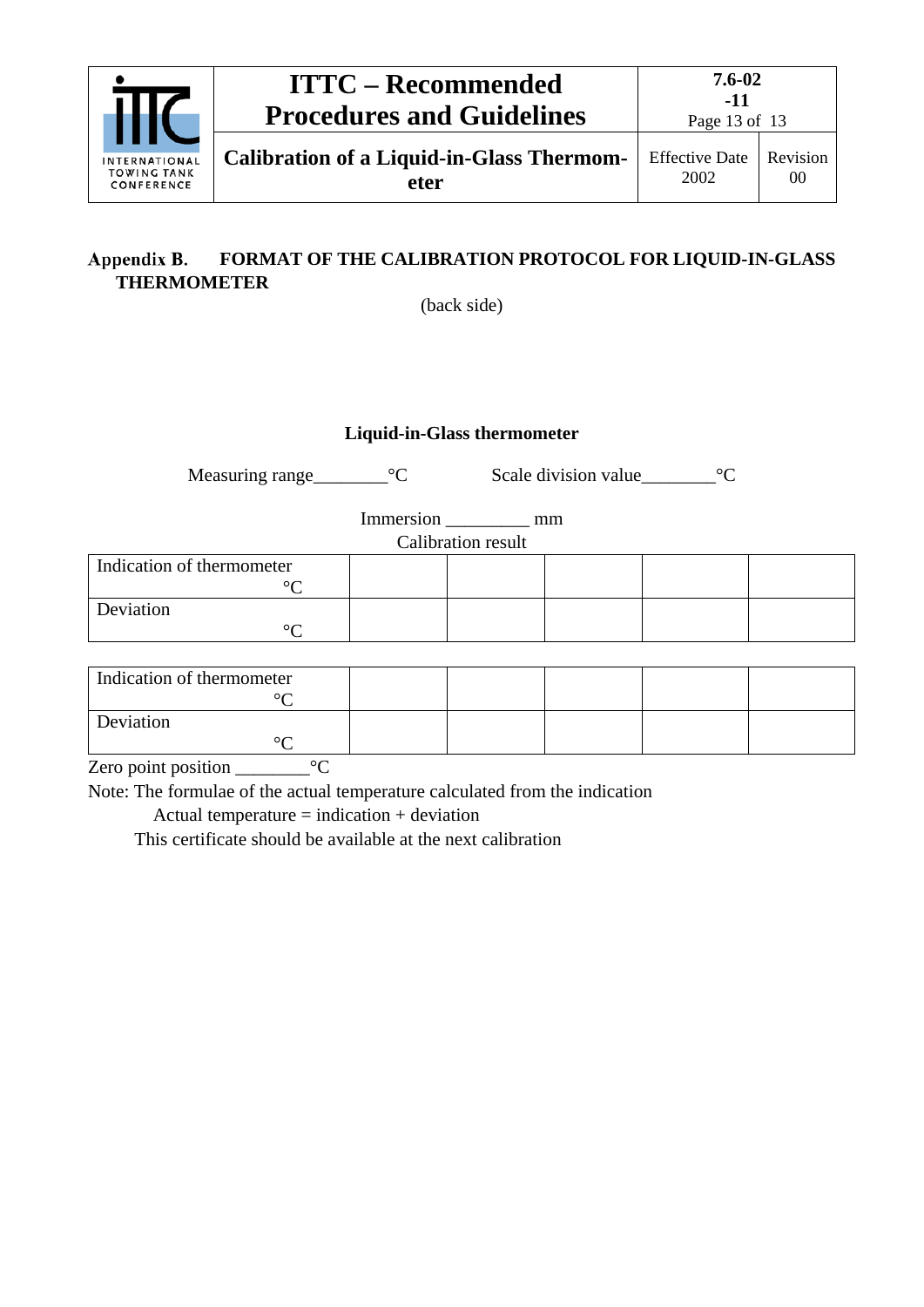## Appendix B. FORMAT OF THE CALIBRATION PROTOCOL FOR LIQUID-IN-GLASS THERMOMETER

(back side)

**Liquid-in-Glass thermometer**

Measuring range________°C Scale division value________°C

Immersion _________ mm

Calibration result

| | | | | | |
|---|---|---|---|---|---|
| Indication of thermometer °C | | | | | |
| Deviation °C | | | | | |

| | | | | | |
|---|---|---|---|---|---|
| Indication of thermometer °C | | | | | |
| Deviation °C | | | | | |

Zero point position ________°C

Note: The formulae of the actual temperature calculated from the indication

Actual temperature = indication + deviation

This certificate should be available at the next calibration